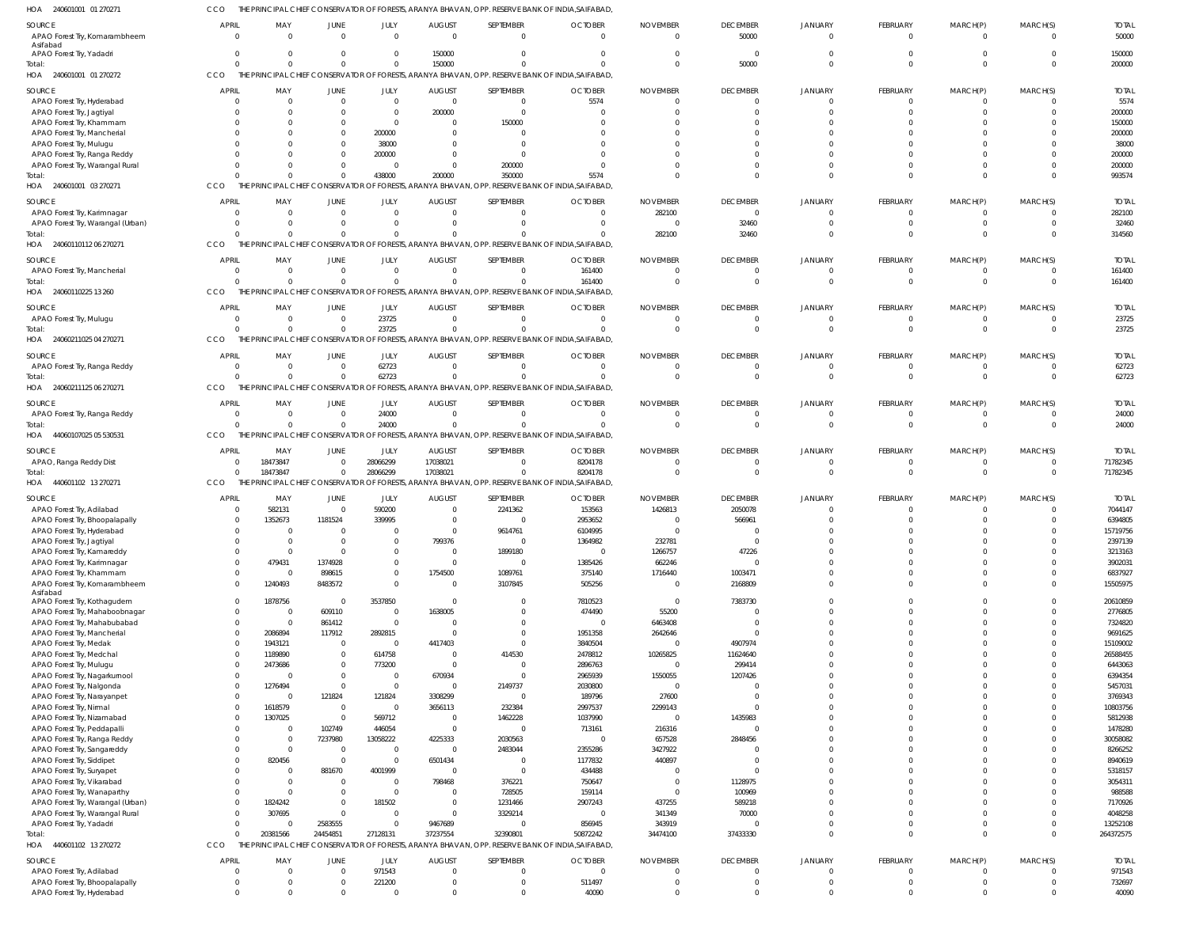HOA 240601001 01 270271 CCO THE PRINCIPAL CHIEF CONSERVATOR OF FORESTS, ARANYA BHAVAN, OPP. RESERVE BANK OF INDIA, SAIFABAD,

| SOURCE | APRIL | MAY | JUNE | JULY | AUGUST | SEPTEMBER | OCTOBER | NOVEMBER | DECEMBER | JANUARY | FEBRUARY | MARCH(P) | MARCH(S) | TOTAL |
|---|---|---|---|---|---|---|---|---|---|---|---|---|---|---|
| APAO Forest Try, Komarambheem Asifabad | 0 | 0 | 0 | 0 | 0 | 0 | 0 | 0 | 50000 | 0 | 0 | 0 | 0 | 50000 |
| APAO Forest Try, Yadadri | 0 | 0 | 0 | 0 | 150000 | 0 | 0 | 0 | 0 | 0 | 0 | 0 | 0 | 150000 |
| Total: | 0 | 0 | 0 | 0 | 150000 | 0 | 0 | 0 | 50000 | 0 | 0 | 0 | 0 | 200000 |

HOA 240601001 01 270272 CCO THE PRINCIPAL CHIEF CONSERVATOR OF FORESTS, ARANYA BHAVAN, OPP. RESERVE BANK OF INDIA, SAIFABAD,

| SOURCE | APRIL | MAY | JUNE | JULY | AUGUST | SEPTEMBER | OCTOBER | NOVEMBER | DECEMBER | JANUARY | FEBRUARY | MARCH(P) | MARCH(S) | TOTAL |
|---|---|---|---|---|---|---|---|---|---|---|---|---|---|---|
| APAO Forest Try, Hyderabad | 0 | 0 | 0 | 0 | 0 | 0 | 5574 | 0 | 0 | 0 | 0 | 0 | 0 | 5574 |
| APAO Forest Try, Jagtiyal | 0 | 0 | 0 | 0 | 200000 | 0 | 0 | 0 | 0 | 0 | 0 | 0 | 0 | 200000 |
| APAO Forest Try, Khammam | 0 | 0 | 0 | 0 | 0 | 150000 | 0 | 0 | 0 | 0 | 0 | 0 | 0 | 150000 |
| APAO Forest Try, Mancherial | 0 | 0 | 0 | 200000 | 0 | 0 | 0 | 0 | 0 | 0 | 0 | 0 | 0 | 200000 |
| APAO Forest Try, Mulugu | 0 | 0 | 0 | 38000 | 0 | 0 | 0 | 0 | 0 | 0 | 0 | 0 | 0 | 38000 |
| APAO Forest Try, Ranga Reddy | 0 | 0 | 0 | 200000 | 0 | 0 | 0 | 0 | 0 | 0 | 0 | 0 | 0 | 200000 |
| APAO Forest Try, Warangal Rural | 0 | 0 | 0 | 0 | 0 | 200000 | 0 | 0 | 0 | 0 | 0 | 0 | 0 | 200000 |
| Total: | 0 | 0 | 0 | 438000 | 200000 | 350000 | 5574 | 0 | 0 | 0 | 0 | 0 | 0 | 993574 |

HOA 240601001 03 270271 CCO THE PRINCIPAL CHIEF CONSERVATOR OF FORESTS, ARANYA BHAVAN, OPP. RESERVE BANK OF INDIA, SAIFABAD,

| SOURCE | APRIL | MAY | JUNE | JULY | AUGUST | SEPTEMBER | OCTOBER | NOVEMBER | DECEMBER | JANUARY | FEBRUARY | MARCH(P) | MARCH(S) | TOTAL |
|---|---|---|---|---|---|---|---|---|---|---|---|---|---|---|
| APAO Forest Try, Karimnagar | 0 | 0 | 0 | 0 | 0 | 0 | 0 | 282100 | 0 | 0 | 0 | 0 | 0 | 282100 |
| APAO Forest Try, Warangal (Urban) | 0 | 0 | 0 | 0 | 0 | 0 | 0 | 0 | 32460 | 0 | 0 | 0 | 0 | 32460 |
| Total: | 0 | 0 | 0 | 0 | 0 | 0 | 0 | 282100 | 32460 | 0 | 0 | 0 | 0 | 314560 |

HOA 24060110112 06 270271 CCO THE PRINCIPAL CHIEF CONSERVATOR OF FORESTS, ARANYA BHAVAN, OPP. RESERVE BANK OF INDIA, SAIFABAD,

| SOURCE | APRIL | MAY | JUNE | JULY | AUGUST | SEPTEMBER | OCTOBER | NOVEMBER | DECEMBER | JANUARY | FEBRUARY | MARCH(P) | MARCH(S) | TOTAL |
|---|---|---|---|---|---|---|---|---|---|---|---|---|---|---|
| APAO Forest Try, Mancherial | 0 | 0 | 0 | 0 | 0 | 0 | 161400 | 0 | 0 | 0 | 0 | 0 | 0 | 161400 |
| Total: | 0 | 0 | 0 | 0 | 0 | 0 | 161400 | 0 | 0 | 0 | 0 | 0 | 0 | 161400 |

HOA 24060110225 13 260 CCO THE PRINCIPAL CHIEF CONSERVATOR OF FORESTS, ARANYA BHAVAN, OPP. RESERVE BANK OF INDIA, SAIFABAD,

| SOURCE | APRIL | MAY | JUNE | JULY | AUGUST | SEPTEMBER | OCTOBER | NOVEMBER | DECEMBER | JANUARY | FEBRUARY | MARCH(P) | MARCH(S) | TOTAL |
|---|---|---|---|---|---|---|---|---|---|---|---|---|---|---|
| APAO Forest Try, Mulugu | 0 | 0 | 0 | 23725 | 0 | 0 | 0 | 0 | 0 | 0 | 0 | 0 | 0 | 23725 |
| Total: | 0 | 0 | 0 | 23725 | 0 | 0 | 0 | 0 | 0 | 0 | 0 | 0 | 0 | 23725 |

HOA 24060211025 04 270271 CCO THE PRINCIPAL CHIEF CONSERVATOR OF FORESTS, ARANYA BHAVAN, OPP. RESERVE BANK OF INDIA, SAIFABAD,

| SOURCE | APRIL | MAY | JUNE | JULY | AUGUST | SEPTEMBER | OCTOBER | NOVEMBER | DECEMBER | JANUARY | FEBRUARY | MARCH(P) | MARCH(S) | TOTAL |
|---|---|---|---|---|---|---|---|---|---|---|---|---|---|---|
| APAO Forest Try, Ranga Reddy | 0 | 0 | 0 | 62723 | 0 | 0 | 0 | 0 | 0 | 0 | 0 | 0 | 0 | 62723 |
| Total: | 0 | 0 | 0 | 62723 | 0 | 0 | 0 | 0 | 0 | 0 | 0 | 0 | 0 | 62723 |

HOA 24060211125 06 270271 CCO THE PRINCIPAL CHIEF CONSERVATOR OF FORESTS, ARANYA BHAVAN, OPP. RESERVE BANK OF INDIA, SAIFABAD,

| SOURCE | APRIL | MAY | JUNE | JULY | AUGUST | SEPTEMBER | OCTOBER | NOVEMBER | DECEMBER | JANUARY | FEBRUARY | MARCH(P) | MARCH(S) | TOTAL |
|---|---|---|---|---|---|---|---|---|---|---|---|---|---|---|
| APAO Forest Try, Ranga Reddy | 0 | 0 | 0 | 24000 | 0 | 0 | 0 | 0 | 0 | 0 | 0 | 0 | 0 | 24000 |
| Total: | 0 | 0 | 0 | 24000 | 0 | 0 | 0 | 0 | 0 | 0 | 0 | 0 | 0 | 24000 |

HOA 44060107025 05 530531 CCO THE PRINCIPAL CHIEF CONSERVATOR OF FORESTS, ARANYA BHAVAN, OPP. RESERVE BANK OF INDIA, SAIFABAD,

| SOURCE | APRIL | MAY | JUNE | JULY | AUGUST | SEPTEMBER | OCTOBER | NOVEMBER | DECEMBER | JANUARY | FEBRUARY | MARCH(P) | MARCH(S) | TOTAL |
|---|---|---|---|---|---|---|---|---|---|---|---|---|---|---|
| APAO, Ranga Reddy Dist | 0 | 18473847 | 0 | 28066299 | 17038021 | 0 | 8204178 | 0 | 0 | 0 | 0 | 0 | 0 | 71782345 |
| Total: | 0 | 18473847 | 0 | 28066299 | 17038021 | 0 | 8204178 | 0 | 0 | 0 | 0 | 0 | 0 | 71782345 |

HOA 440601102 13 270271 CCO THE PRINCIPAL CHIEF CONSERVATOR OF FORESTS, ARANYA BHAVAN, OPP. RESERVE BANK OF INDIA, SAIFABAD,

| SOURCE | APRIL | MAY | JUNE | JULY | AUGUST | SEPTEMBER | OCTOBER | NOVEMBER | DECEMBER | JANUARY | FEBRUARY | MARCH(P) | MARCH(S) | TOTAL |
|---|---|---|---|---|---|---|---|---|---|---|---|---|---|---|
| APAO Forest Try, Adilabad | 0 | 582131 | 0 | 590200 | 0 | 2241362 | 153563 | 1426813 | 2050078 | 0 | 0 | 0 | 0 | 7044147 |
| APAO Forest Try, Bhoopalapally | 0 | 1352673 | 1181524 | 339995 | 0 | 0 | 2953652 | 0 | 566961 | 0 | 0 | 0 | 0 | 6394805 |
| APAO Forest Try, Hyderabad | 0 | 0 | 0 | 0 | 0 | 9614761 | 6104995 | 0 | 0 | 0 | 0 | 0 | 0 | 15719756 |
| APAO Forest Try, Jagtiyal | 0 | 0 | 0 | 0 | 799376 | 0 | 1364982 | 232781 | 0 | 0 | 0 | 0 | 0 | 2397139 |
| APAO Forest Try, Kamareddy | 0 | 0 | 0 | 0 | 0 | 1899180 | 0 | 1266757 | 47226 | 0 | 0 | 0 | 0 | 3213163 |
| APAO Forest Try, Karimnagar | 0 | 479431 | 1374928 | 0 | 0 | 0 | 1385426 | 662246 | 0 | 0 | 0 | 0 | 0 | 3902031 |
| APAO Forest Try, Khammam | 0 | 0 | 898615 | 0 | 1754500 | 1089761 | 375140 | 1716440 | 1003471 | 0 | 0 | 0 | 0 | 6837927 |
| APAO Forest Try, Komarambheem Asifabad | 0 | 1240493 | 8483572 | 0 | 0 | 3107845 | 505256 | 0 | 2168809 | 0 | 0 | 0 | 0 | 15505975 |
| APAO Forest Try, Kothagudem | 0 | 1878756 | 0 | 3537850 | 0 | 0 | 7810523 | 0 | 7383730 | 0 | 0 | 0 | 0 | 20610859 |
| APAO Forest Try, Mahaboobnagar | 0 | 0 | 609110 | 0 | 1638005 | 0 | 474490 | 55200 | 0 | 0 | 0 | 0 | 0 | 2776805 |
| APAO Forest Try, Mahabubabad | 0 | 0 | 861412 | 0 | 0 | 0 | 0 | 6463408 | 0 | 0 | 0 | 0 | 0 | 7324820 |
| APAO Forest Try, Mancherial | 0 | 2086894 | 117912 | 2892815 | 0 | 0 | 1951358 | 2642646 | 0 | 0 | 0 | 0 | 0 | 9691625 |
| APAO Forest Try, Medak | 0 | 1943121 | 0 | 0 | 4417403 | 0 | 3840504 | 0 | 4907974 | 0 | 0 | 0 | 0 | 15109002 |
| APAO Forest Try, Medchal | 0 | 1189890 | 0 | 614758 | 0 | 414530 | 2478812 | 10265825 | 11624640 | 0 | 0 | 0 | 0 | 26588455 |
| APAO Forest Try, Mulugu | 0 | 2473686 | 0 | 773200 | 0 | 0 | 2896763 | 0 | 299414 | 0 | 0 | 0 | 0 | 6443063 |
| APAO Forest Try, Nagarkurnool | 0 | 0 | 0 | 0 | 670934 | 0 | 2965939 | 1550055 | 1207426 | 0 | 0 | 0 | 0 | 6394354 |
| APAO Forest Try, Nalgonda | 0 | 1276494 | 0 | 0 | 0 | 2149737 | 2030800 | 0 | 0 | 0 | 0 | 0 | 0 | 5457031 |
| APAO Forest Try, Narayanpet | 0 | 0 | 121824 | 121824 | 3308299 | 0 | 189796 | 27600 | 0 | 0 | 0 | 0 | 0 | 3769343 |
| APAO Forest Try, Nirmal | 0 | 1618579 | 0 | 0 | 3656113 | 232384 | 2997537 | 2299143 | 0 | 0 | 0 | 0 | 0 | 10803756 |
| APAO Forest Try, Nizamabad | 0 | 1307025 | 0 | 569712 | 0 | 1462228 | 1037990 | 0 | 1435983 | 0 | 0 | 0 | 0 | 5812938 |
| APAO Forest Try, Peddapalli | 0 | 0 | 102749 | 446054 | 0 | 0 | 713161 | 216316 | 0 | 0 | 0 | 0 | 0 | 1478280 |
| APAO Forest Try, Ranga Reddy | 0 | 0 | 7237980 | 13058222 | 4225333 | 2030563 | 0 | 657528 | 2848456 | 0 | 0 | 0 | 0 | 30058082 |
| APAO Forest Try, Sangareddy | 0 | 0 | 0 | 0 | 0 | 2483044 | 2355286 | 3427922 | 0 | 0 | 0 | 0 | 0 | 8266252 |
| APAO Forest Try, Siddipet | 0 | 820456 | 0 | 0 | 6501434 | 0 | 1177832 | 440897 | 0 | 0 | 0 | 0 | 0 | 8940619 |
| APAO Forest Try, Suryapet | 0 | 0 | 881670 | 4001999 | 0 | 0 | 434488 | 0 | 0 | 0 | 0 | 0 | 0 | 5318157 |
| APAO Forest Try, Vikarabad | 0 | 0 | 0 | 0 | 798468 | 376221 | 750647 | 0 | 1128975 | 0 | 0 | 0 | 0 | 3054311 |
| APAO Forest Try, Wanaparthy | 0 | 0 | 0 | 0 | 0 | 728505 | 159114 | 0 | 100969 | 0 | 0 | 0 | 0 | 988588 |
| APAO Forest Try, Warangal (Urban) | 0 | 1824242 | 0 | 181502 | 0 | 1231466 | 2907243 | 437255 | 589218 | 0 | 0 | 0 | 0 | 7170926 |
| APAO Forest Try, Warangal Rural | 0 | 307695 | 0 | 0 | 0 | 3329214 | 0 | 341349 | 70000 | 0 | 0 | 0 | 0 | 4048258 |
| APAO Forest Try, Yadadri | 0 | 0 | 2583555 | 0 | 9467689 | 0 | 856945 | 343919 | 0 | 0 | 0 | 0 | 0 | 13252108 |
| Total: | 0 | 20381566 | 24454851 | 27128131 | 37237554 | 32390801 | 50872242 | 34474100 | 37433330 | 0 | 0 | 0 | 0 | 264372575 |

HOA 440601102 13 270272 CCO THE PRINCIPAL CHIEF CONSERVATOR OF FORESTS, ARANYA BHAVAN, OPP. RESERVE BANK OF INDIA, SAIFABAD,

| SOURCE | APRIL | MAY | JUNE | JULY | AUGUST | SEPTEMBER | OCTOBER | NOVEMBER | DECEMBER | JANUARY | FEBRUARY | MARCH(P) | MARCH(S) | TOTAL |
|---|---|---|---|---|---|---|---|---|---|---|---|---|---|---|
| APAO Forest Try, Adilabad | 0 | 0 | 0 | 971543 | 0 | 0 | 0 | 0 | 0 | 0 | 0 | 0 | 0 | 971543 |
| APAO Forest Try, Bhoopalapally | 0 | 0 | 0 | 221200 | 0 | 0 | 511497 | 0 | 0 | 0 | 0 | 0 | 0 | 732697 |
| APAO Forest Try, Hyderabad | 0 | 0 | 0 | 0 | 0 | 0 | 40090 | 0 | 0 | 0 | 0 | 0 | 0 | 40090 |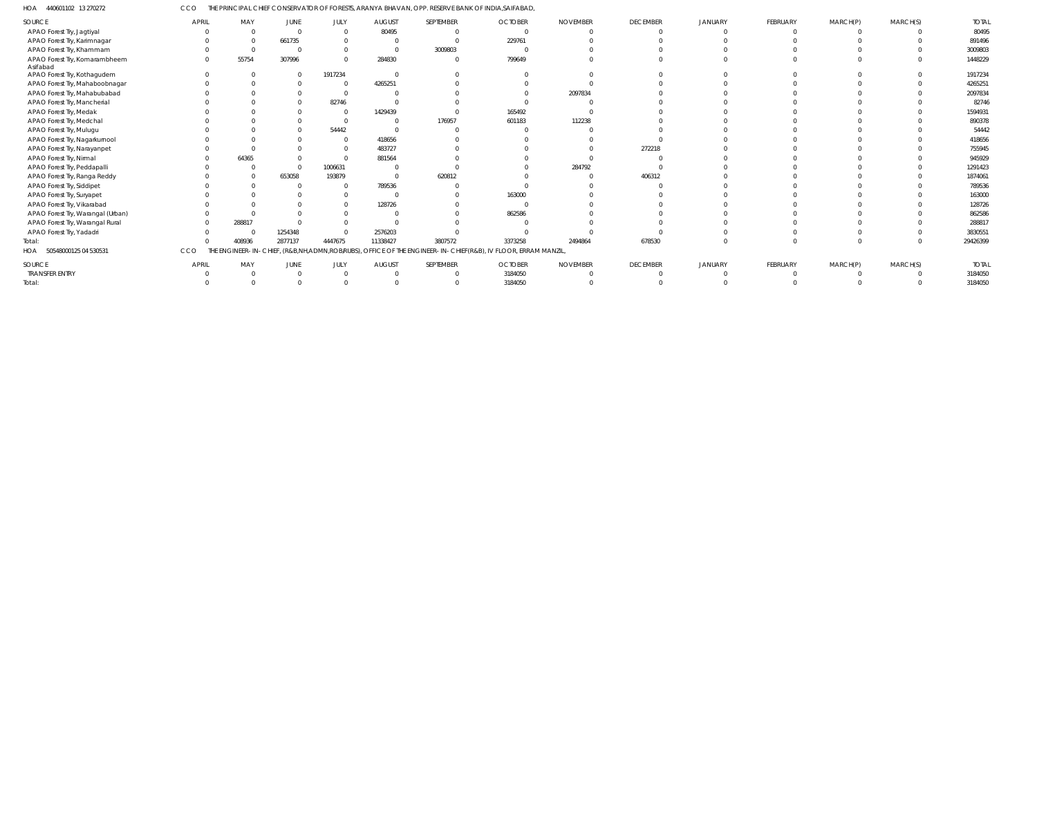HOA 440601102 13 270272 | CCO | THE PRINCIPAL CHIEF CONSERVATOR OF FORESTS, ARANYA BHAVAN, OPP. RESERVE BANK OF INDIA,SAIFABAD,

| SOURCE | APRIL | MAY | JUNE | JULY | AUGUST | SEPTEMBER | OCTOBER | NOVEMBER | DECEMBER | JANUARY | FEBRUARY | MARCH(P) | MARCH(S) | TOTAL |
|---|---|---|---|---|---|---|---|---|---|---|---|---|---|---|
| APAO Forest Try, Jagtiyal | 0 | 0 | 0 | 0 | 80495 | 0 | 0 | 0 | 0 | 0 | 0 | 0 | 0 | 80495 |
| APAO Forest Try, Karimnagar | 0 | 0 | 661735 | 0 | 0 | 0 | 229761 | 0 | 0 | 0 | 0 | 0 | 0 | 891496 |
| APAO Forest Try, Khammam | 0 | 0 | 0 | 0 | 0 | 3009803 | 0 | 0 | 0 | 0 | 0 | 0 | 0 | 3009803 |
| APAO Forest Try, Komarambheem Asifabad | 0 | 55754 | 307996 | 0 | 284830 | 0 | 799649 | 0 | 0 | 0 | 0 | 0 | 0 | 1448229 |
| APAO Forest Try, Kothagudem | 0 | 0 | 0 | 1917234 | 0 | 0 | 0 | 0 | 0 | 0 | 0 | 0 | 0 | 1917234 |
| APAO Forest Try, Mahaboobnagar | 0 | 0 | 0 | 0 | 4265251 | 0 | 0 | 0 | 0 | 0 | 0 | 0 | 0 | 4265251 |
| APAO Forest Try, Mahabubabad | 0 | 0 | 0 | 0 | 0 | 0 | 0 | 2097834 | 0 | 0 | 0 | 0 | 0 | 2097834 |
| APAO Forest Try, Mancherial | 0 | 0 | 0 | 82746 | 0 | 0 | 0 | 0 | 0 | 0 | 0 | 0 | 0 | 82746 |
| APAO Forest Try, Medak | 0 | 0 | 0 | 0 | 1429439 | 0 | 165492 | 0 | 0 | 0 | 0 | 0 | 0 | 1594931 |
| APAO Forest Try, Medchal | 0 | 0 | 0 | 0 | 0 | 176957 | 601183 | 112238 | 0 | 0 | 0 | 0 | 0 | 890378 |
| APAO Forest Try, Mulugu | 0 | 0 | 0 | 54442 | 0 | 0 | 0 | 0 | 0 | 0 | 0 | 0 | 0 | 54442 |
| APAO Forest Try, Nagarkurnool | 0 | 0 | 0 | 0 | 418656 | 0 | 0 | 0 | 0 | 0 | 0 | 0 | 0 | 418656 |
| APAO Forest Try, Narayanpet | 0 | 0 | 0 | 0 | 483727 | 0 | 0 | 0 | 272218 | 0 | 0 | 0 | 0 | 755945 |
| APAO Forest Try, Nirmal | 0 | 64365 | 0 | 0 | 881564 | 0 | 0 | 0 | 0 | 0 | 0 | 0 | 0 | 945929 |
| APAO Forest Try, Peddapalli | 0 | 0 | 0 | 1006631 | 0 | 0 | 0 | 284792 | 0 | 0 | 0 | 0 | 0 | 1291423 |
| APAO Forest Try, Ranga Reddy | 0 | 0 | 653058 | 193879 | 0 | 620812 | 0 | 0 | 406312 | 0 | 0 | 0 | 0 | 1874061 |
| APAO Forest Try, Siddipet | 0 | 0 | 0 | 0 | 789536 | 0 | 0 | 0 | 0 | 0 | 0 | 0 | 0 | 789536 |
| APAO Forest Try, Suryapet | 0 | 0 | 0 | 0 | 0 | 0 | 163000 | 0 | 0 | 0 | 0 | 0 | 0 | 163000 |
| APAO Forest Try, Vikarabad | 0 | 0 | 0 | 0 | 128726 | 0 | 0 | 0 | 0 | 0 | 0 | 0 | 0 | 128726 |
| APAO Forest Try, Warangal (Urban) | 0 | 0 | 0 | 0 | 0 | 0 | 862586 | 0 | 0 | 0 | 0 | 0 | 0 | 862586 |
| APAO Forest Try, Warangal Rural | 0 | 288817 | 0 | 0 | 0 | 0 | 0 | 0 | 0 | 0 | 0 | 0 | 0 | 288817 |
| APAO Forest Try, Yadadri | 0 | 0 | 1254348 | 0 | 2576203 | 0 | 0 | 0 | 0 | 0 | 0 | 0 | 0 | 3830551 |
| Total: | 0 | 408936 | 2877137 | 4447675 | 11338427 | 3807572 | 3373258 | 2494864 | 678530 | 0 | 0 | 0 | 0 | 29426399 |

HOA 50548000125 04 530531 | CCO | THE ENGINEER- IN- CHIEF, (R&B,NH,ADMN,ROB/RUBS), OFFICE OF THE ENGINEER- IN- CHIEF(R&B), IV FLOOR, ERRAM MANZIL,

| SOURCE | APRIL | MAY | JUNE | JULY | AUGUST | SEPTEMBER | OCTOBER | NOVEMBER | DECEMBER | JANUARY | FEBRUARY | MARCH(P) | MARCH(S) | TOTAL |
|---|---|---|---|---|---|---|---|---|---|---|---|---|---|---|
| TRANSFER ENTRY | 0 | 0 | 0 | 0 | 0 | 0 | 3184050 | 0 | 0 | 0 | 0 | 0 | 0 | 3184050 |
| Total: | 0 | 0 | 0 | 0 | 0 | 0 | 3184050 | 0 | 0 | 0 | 0 | 0 | 0 | 3184050 |